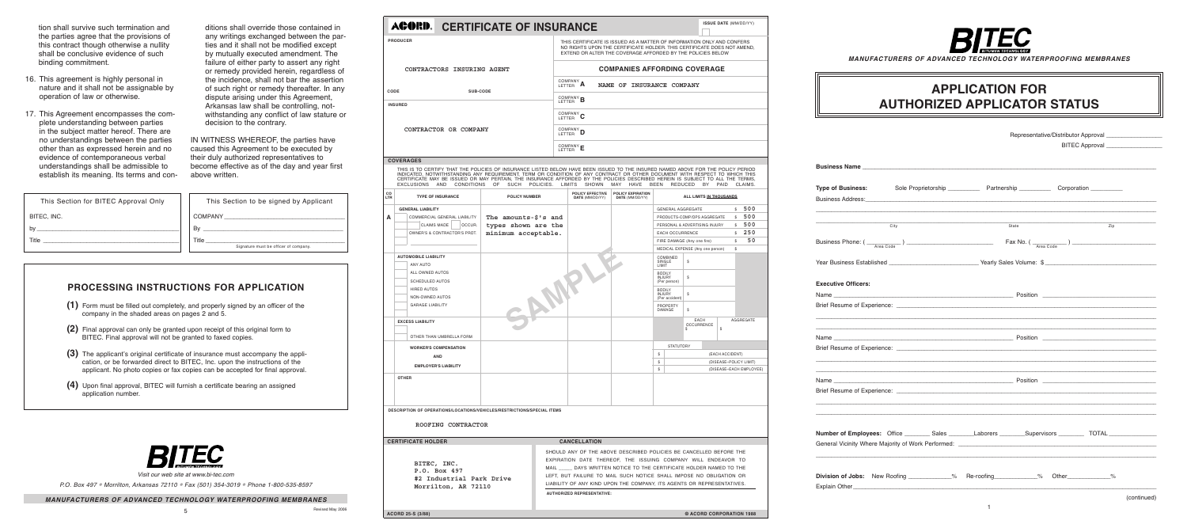tion shall survive such termination and the parties agree that the provisions of this contract though otherwise a nullity shall be conclusive evidence of such binding commitment.

16. This agreement is highly personal in nature and it shall not be assignable by operation of law or otherwise.

17. This Agreement encompasses the complete understanding between parties in the subject matter hereof. There are no understandings between the parties other than as expressed herein and no evidence of contemporaneous verbal understandings shall be admissible to establish its meaning. Its terms and conditions shall override those contained in any writings exchanged between the parties and it shall not be modified except by mutually executed amendment. The failure of either party to assert any right or remedy provided herein, regardless of the incidence, shall not bar the assertion of such right or remedy thereafter. In any dispute arising under this Agreement, Arkansas law shall be controlling, notwithstanding any conflict of law stature or decision to the contrary.

IN WITNESS WHEREOF, the parties have caused this Agreement to be executed by their duly authorized representatives to become effective as of the day and year first above written.

| This Section for BITEC Approval Only | This Section to be signed by Applicant |
|---|---|
| BITEC, INC. | COMPANY ______ |
| by ______ | By ______ |
| Title ______ | Title ______ Signature must be officer of company. |

## PROCESSING INSTRUCTIONS FOR APPLICATION

**(1)** Form must be filled out completely, and properly signed by an officer of the company in the shaded areas on pages 2 and 5.

**(2)** Final approval can only be granted upon receipt of this original form to BITEC. Final approval will not be granted to faxed copies.

**(3)** The applicant's original certificate of insurance must accompany the application, or be forwarded direct to BITEC, Inc. upon the instructions of the applicant. No photo copies or fax copies can be accepted for final approval.

**(4)** Upon final approval, BITEC will furnish a certificate bearing an assigned application number.

BITEC

*Visit our web site at www.bi-tec.com*

*P.O. Box 497 • Morrilton, Arkansas 72110 • Fax (501) 354-3019 • Phone 1-800-535-8597*

***MANUFACTURERS OF ADVANCED TECHNOLOGY WATERPROOFING MEMBRANES***

Revised May 2009

# ACORD. CERTIFICATE OF INSURANCE

ISSUE DATE (MM/DD/YY)

**PRODUCER**

CONTRACTORS INSURING AGENT

CODE SUB-CODE

THIS CERTIFICATE IS ISSUED AS A MATTER OF INFORMATION ONLY AND CONFERS NO RIGHTS UPON THE CERTIFICATE HOLDER. THIS CERTIFICATE DOES NOT AMEND, EXTEND OR ALTER THE COVERAGE AFFORDED BY THE POLICIES BELOW.

**COMPANIES AFFORDING COVERAGE**

COMPANY LETTER A — NAME OF INSURANCE COMPANY
COMPANY LETTER B
COMPANY LETTER C
COMPANY LETTER D
COMPANY LETTER E

**INSURED**

CONTRACTOR OR COMPANY

**COVERAGES**

THIS IS TO CERTIFY THAT THE POLICIES OF INSURANCE LISTED BELOW HAVE BEEN ISSUED TO THE INSURED NAMED ABOVE FOR THE POLICY PERIOD INDICATED, NOTWITHSTANDING ANY REQUIREMENT, TERM OR CONDITION OF ANY CONTRACT OR OTHER DOCUMENT WITH RESPECT TO WHICH THIS CERTIFICATE MAY BE ISSUED OR MAY PERTAIN, THE INSURANCE AFFORDED BY THE POLICIES DESCRIBED HEREIN IS SUBJECT TO ALL THE TERMS, EXCLUSIONS AND CONDITIONS OF SUCH POLICIES. LIMITS SHOWN MAY HAVE BEEN REDUCED BY PAID CLAIMS.

| CO LTR | TYPE OF INSURANCE | POLICY NUMBER | POLICY EFFECTIVE DATE (MM/DD/YY) | POLICY EXPIRATION DATE (MM/DD/YY) | ALL LIMITS IN THOUSANDS | |
|---|---|---|---|---|---|---|
| A | GENERAL LIABILITY<br>COMMERCIAL GENERAL LIABILITY<br>CLAIMS MADE / OCCUR.<br>OWNER'S & CONTRACTOR'S PROT. | The amounts-$'s and types shown are the minimum acceptable. | | | GENERAL AGGREGATE | $ 500 |
| | | | | | PRODUCTS-COMP/OPS AGGREGATE | $ 500 |
| | | | | | PERSONAL & ADVERTISING INJURY | $ 500 |
| | | | | | EACH OCCURRENCE | $ 250 |
| | | | | | FIRE DAMAGE (Any one fire) | $ 50 |
| | | | | | MEDICAL EXPENSE (Any one person) | $ |
| | AUTOMOBILE LIABILITY<br>ANY AUTO<br>ALL OWNED AUTOS<br>SCHEDULED AUTOS<br>HIRED AUTOS<br>NON-OWNED AUTOS<br>GARAGE LIABILITY | | | | COMBINED SINGLE LIMIT | $ |
| | | | | | BODILY INJURY (Per person) | $ |
| | | | | | BODILY INJURY (Per accident) | $ |
| | | | | | PROPERTY DAMAGE | $ |
| | EXCESS LIABILITY<br>OTHER THAN UMBRELLA FORM | | | | EACH OCCURRENCE $ | AGGREGATE $ |
| | WORKER'S COMPENSATION AND EMPLOYER'S LIABILITY | | | | STATUTORY | |
| | | | | | $ (EACH ACCIDENT) | |
| | | | | | $ (DISEASE–POLICY LIMIT) | |
| | | | | | $ (DISEASE–EACH EMPLOYEE) | |
| | OTHER | | | | | |

SAMPLE

**DESCRIPTION OF OPERATIONS/LOCATIONS/VEHICLES/RESTRICTIONS/SPECIAL ITEMS**

ROOFING CONTRACTOR

**CERTIFICATE HOLDER**

BITEC, INC.
P.O. Box 497
#2 Industrial Park Drive
Morrilton, AR 72110

**CANCELLATION**

SHOULD ANY OF THE ABOVE DESCRIBED POLICIES BE CANCELLED BEFORE THE EXPIRATION DATE THEREOF, THE ISSUING COMPANY WILL ENDEAVOR TO MAIL ____ DAYS WRITTEN NOTICE TO THE CERTIFICATE HOLDER NAMED TO THE LEFT, BUT FAILURE TO MAIL SUCH NOTICE SHALL IMPOSE NO OBLIGATION OR LIABILITY OF ANY KIND UPON THE COMPANY, ITS AGENTS OR REPRESENTATIVES.

AUTHORIZED REPRESENTATIVE:

ACORD 25-S (3/88) © ACORD CORPORATION 1988

BITEC

***MANUFACTURERS OF ADVANCED TECHNOLOGY WATERPROOFING MEMBRANES***

# APPLICATION FOR AUTHORIZED APPLICATOR STATUS

Representative/Distributor Approval ______

BITEC Approval ______

**Business Name** ______

**Type of Business:** Sole Proprietorship ______ Partnership ______ Corporation ______

Business Address: ______

______ City ______ State ______ Zip

Business Phone: ( ___ ) ______ (Area Code) Fax No. ( ___ ) ______ (Area Code)

Year Business Established ______ Yearly Sales Volume: $ ______

**Executive Officers:**

Name ______ Position ______

Brief Resume of Experience: ______

Name ______ Position ______

Brief Resume of Experience: ______

Name ______ Position ______

Brief Resume of Experience: ______

**Number of Employees:** Office ______ Sales ______ Laborers ______ Supervisors ______ TOTAL ______

General Vicinity Where Majority of Work Performed: ______

**Division of Jobs:** New Roofing ______% Re-roofing ______% Other ______%

Explain Other ______

(continued)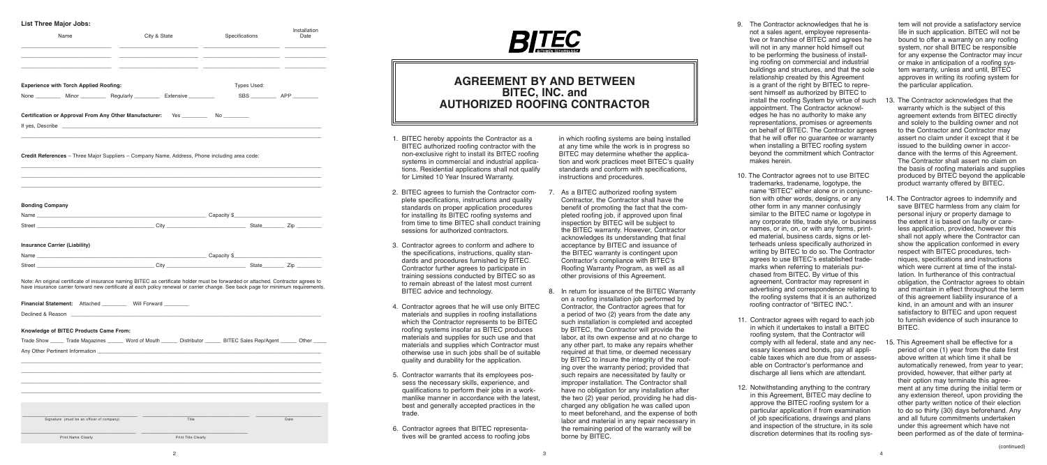## List Three Major Jobs:

| Name | City & State | Specifications | Installation Date |
|---|---|---|---|
| | | | |
| | | | |
| | | | |

**Experience with Torch Applied Roofing:** None _________ Minor _________ Regularly _________ Extensive _________

Types Used: SBS _________ APP _________

**Certification or Approval From Any Other Manufacturer:** Yes _________ No _________

If yes, Describe ____________________________________________

**Credit References** – Three Major Suppliers – Company Name, Address, Phone including area code:

____________________________________________

____________________________________________

____________________________________________

**Bonding Company**

Name ______________________________ Capacity $______________

Street ______________________________ City ______________ State________ Zip ________

**Insurance Carrier (Liability)**

Name ______________________________ Capacity $______________

Street ______________________________ City ______________ State________ Zip ________

Note: An original certificate of insurance naming BITEC as certificate holder must be forwarded or attached. Contractor agrees to have insurance carrier forward new certificate at each policy renewal or carrier change. See back page for minimum requirements.

**Financial Statement:** Attached _________ Will Forward _________

Declined & Reason ____________________________________________

**Knowledge of BITEC Products Came From:**

Trade Show _____ Trade Magazines _____ Word of Mouth _____ Distributor _____ BITEC Sales Rep/Agent _____ Other _____

Any Other Pertinent Information ____________________________________________

____________________________________________

____________________________________________

____________________________________________

____________________________________________

______________________________ ______________________________ ______________

Signature (must be an officer of company) Title Date

______________________________ ______________________________

Print Name Clearly Print Title Clearly

BITEC

# AGREEMENT BY AND BETWEEN BITEC, INC. and AUTHORIZED ROOFING CONTRACTOR

1. BITEC hereby appoints the Contractor as a BITEC authorized roofing contractor with the non-exclusive right to install its BITEC roofing systems in commercial and industrial applications. Residential applications shall not qualify for Limited 10 Year Insured Warranty.

2. BITEC agrees to furnish the Contractor complete specifications, instructions and quality standards on proper application procedures for installing its BITEC roofing systems and from time to time BITEC shall conduct training sessions for authorized contractors.

3. Contractor agrees to conform and adhere to the specifications, instructions, quality standards and procedures furnished by BITEC. Contractor further agrees to participate in training sessions conducted by BITEC so as to remain abreast of the latest most current BITEC advice and technology.

4. Contractor agrees that he will use only BITEC materials and supplies in roofing installations which the Contractor represents to be BITEC roofing systems insofar as BITEC produces materials and supplies for such use and that materials and supplies which Contractor must otherwise use in such jobs shall be of suitable quality and durability for the application.

5. Contractor warrants that its employees possess the necessary skills, experience, and qualifications to perform their jobs in a workmanlike manner in accordance with the latest, best and generally accepted practices in the trade.

6. Contractor agrees that BITEC representatives will be granted access to roofing jobs in which roofing systems are being installed at any time while the work is in progress so BITEC may determine whether the application and work practices meet BITEC's quality standards and conform with specifications, instructions and procedures.

7. As a BITEC authorized roofing system Contractor, the Contractor shall have the benefit of promoting the fact that the completed roofing job, if approved upon final inspection by BITEC will be subject to the BITEC warranty. However, Contractor acknowledges its understanding that final acceptance by BITEC and issuance of the BITEC warranty is contingent upon Contractor's compliance with BITEC's Roofing Warranty Program, as well as all other provisions of this Agreement.

8. In return for issuance of the BITEC Warranty on a roofing installation job performed by Contractor, the Contractor agrees that for a period of two (2) years from the date any such installation is completed and accepted by BITEC, the Contractor will provide the labor, at its own expense and at no charge to any other part, to make any repairs whether required at that time, or deemed necessary by BITEC to insure the integrity of the roofing over the warranty period; provided that such repairs are necessitated by faulty or improper installation. The Contractor shall have no obligation for any installation after the two (2) year period, providing he had discharged any obligation he was called upon to meet beforehand, and the expense of both labor and material in any repair necessary in the remaining period of the warranty will be borne by BITEC.

9. The Contractor acknowledges that he is not a sales agent, employee representative or franchise of BITEC and agrees he will not in any manner hold himself out to be performing the business of installing roofing on commercial and industrial buildings and structures, and that the sole relationship created by this Agreement is a grant of the right by BITEC to represent himself as authorized by BITEC to install the roofing System by virtue of such appointment. The Contractor acknowledges he has no authority to make any representations, promises or agreements on behalf of BITEC. The Contractor agrees that he will offer no guarantee or warranty when installing a BITEC roofing system beyond the commitment which Contractor makes herein.

10. The Contractor agrees not to use BITEC trademarks, tradename, logotype, the name "BITEC" either alone or in conjunction with other words, designs, or any other form in any manner confusingly similar to the BITEC name or logotype in any corporate title, trade style, or business names, or in, on, or with any forms, printed material, business cards, signs or letterheads unless specifically authorized in writing by BITEC to do so. The Contractor agrees to use BITEC's established trademarks when referring to materials purchased from BITEC. By virtue of this agreement, Contractor may represent in advertising and correspondence relating to the roofing systems that it is an authorized roofing contractor of "BITEC INC.".

11. Contractor agrees with regard to each job in which it undertakes to install a BITEC roofing system, that the Contractor will comply with all federal, state and any necessary licenses and bonds, pay all applicable taxes which are due from or assessable on Contractor's performance and discharge all liens which are attendant.

12. Notwithstanding anything to the contrary in this Agreement, BITEC may decline to approve the BITEC roofing system for a particular application if from examination of job specifications, drawings and plans and inspection of the structure, in its sole discretion determines that its roofing system will not provide a satisfactory service life in such application. BITEC will not be bound to offer a warranty on any roofing system, nor shall BITEC be responsible for any expense the Contractor may incur or make in anticipation of a roofing system warranty, unless and until, BITEC approves in writing its roofing system for the particular application.

13. The Contractor acknowledges that the warranty which is the subject of this agreement extends from BITEC directly and solely to the building owner and not to the Contractor and Contractor may assert no claim under it except that it be issued to the building owner in accordance with the terms of this Agreement. The Contractor shall assert no claim on the basis of roofing materials and supplies produced by BITEC beyond the applicable product warranty offered by BITEC.

14. The Contractor agrees to indemnify and save BITEC harmless from any claim for personal injury or property damage to the extent it is based on faulty or careless application, provided, however this shall not apply where the Contractor can show the application conformed in every respect with BITEC procedures, techniques, specifications and instructions which were current at time of the installation. In furtherance of this contractual obligation, the Contractor agrees to obtain and maintain in effect throughout the term of this agreement liability insurance of a kind, in an amount and with an insurer satisfactory to BITEC and upon request to furnish evidence of such insurance to BITEC.

15. This Agreement shall be effective for a period of one (1) year from the date first above written at which time it shall be automatically renewed, from year to year; provided, however, that either party at their option may terminate this agreement at any time during the initial term or any extension thereof, upon providing the other party written notice of their election to do so thirty (30) days beforehand. Any and all future commitments undertaken under this agreement which have not been performed as of the date of termina-

(continued)